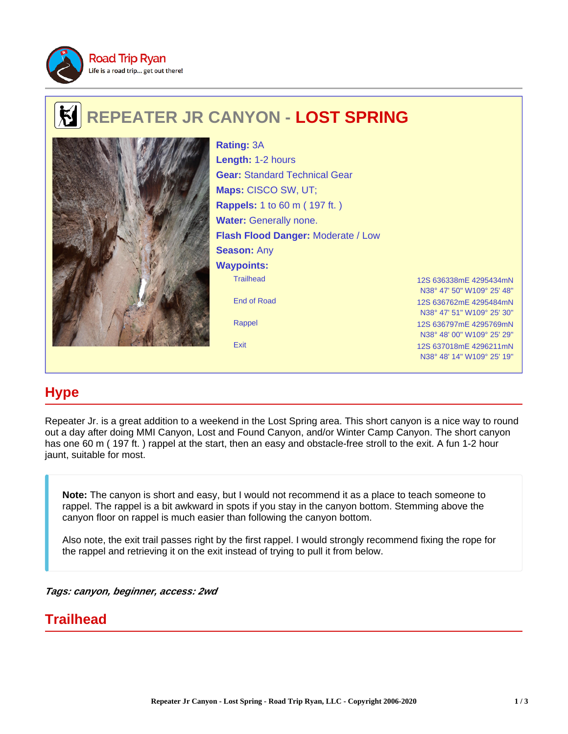Road Trip Ryan
Life is a road trip... get out there!

# REPEATER JR CANYON - LOST SPRING

**Rating:** 3A
**Length:** 1-2 hours
**Gear:** Standard Technical Gear
**Maps:** CISCO SW, UT;
**Rappels:** 1 to 60 m ( 197 ft. )
**Water:** Generally none.
**Flash Flood Danger:** Moderate / Low
**Season:** Any
**Waypoints:**

| Waypoint | Coordinates |
| --- | --- |
| Trailhead | 12S 636338mE 4295434mN N38° 47' 50" W109° 25' 48" |
| End of Road | 12S 636762mE 4295484mN N38° 47' 51" W109° 25' 30" |
| Rappel | 12S 636797mE 4295769mN N38° 48' 00" W109° 25' 29" |
| Exit | 12S 637018mE 4296211mN N38° 48' 14" W109° 25' 19" |

## Hype

Repeater Jr. is a great addition to a weekend in the Lost Spring area. This short canyon is a nice way to round out a day after doing MMI Canyon, Lost and Found Canyon, and/or Winter Camp Canyon. The short canyon has one 60 m ( 197 ft. ) rappel at the start, then an easy and obstacle-free stroll to the exit. A fun 1-2 hour jaunt, suitable for most.

> **Note:** The canyon is short and easy, but I would not recommend it as a place to teach someone to rappel. The rappel is a bit awkward in spots if you stay in the canyon bottom. Stemming above the canyon floor on rappel is much easier than following the canyon bottom.
>
> Also note, the exit trail passes right by the first rappel. I would strongly recommend fixing the rope for the rappel and retrieving it on the exit instead of trying to pull it from below.

***Tags: canyon, beginner, access: 2wd***

## Trailhead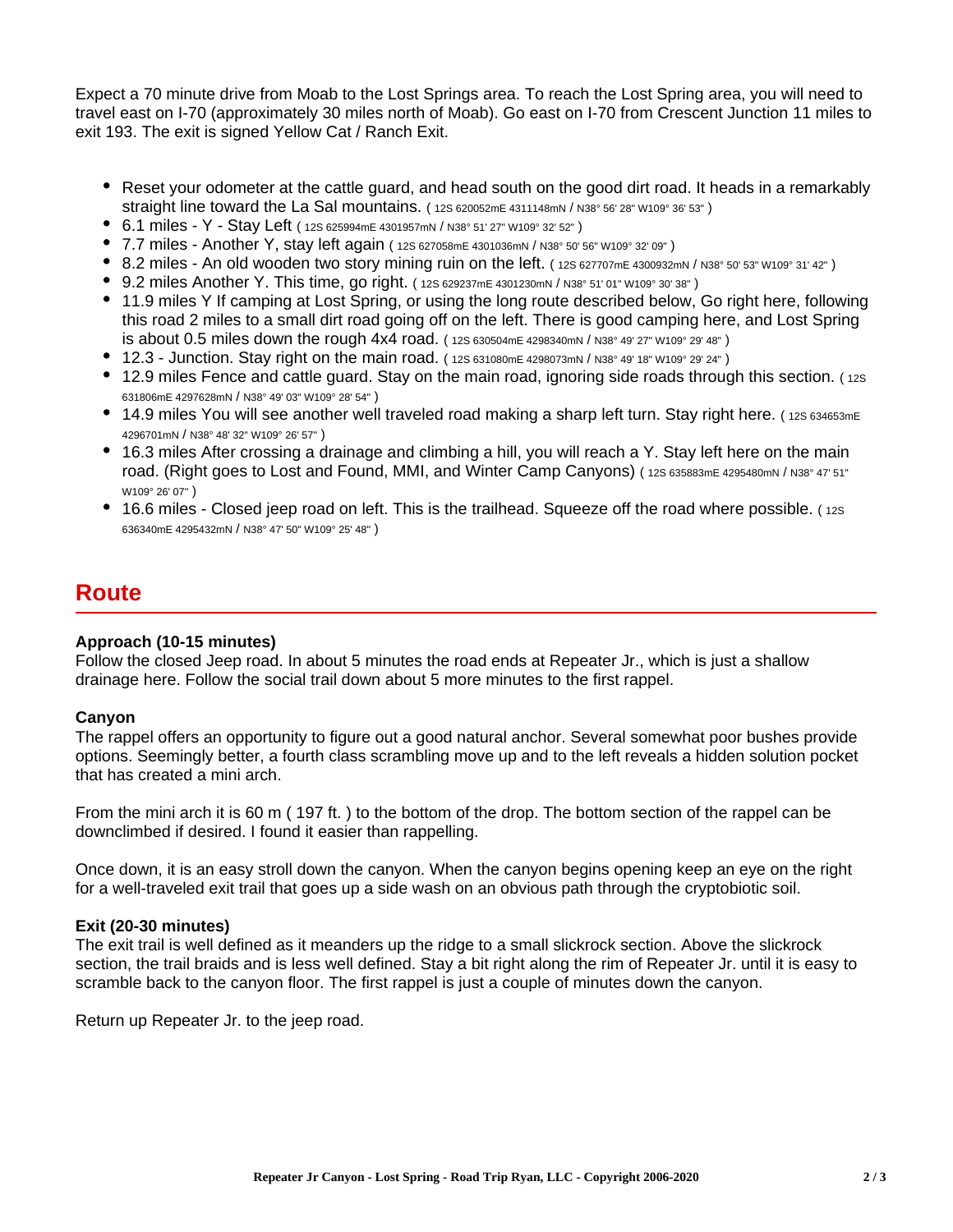Expect a 70 minute drive from Moab to the Lost Springs area. To reach the Lost Spring area, you will need to travel east on I-70 (approximately 30 miles north of Moab). Go east on I-70 from Crescent Junction 11 miles to exit 193. The exit is signed Yellow Cat / Ranch Exit.

- Reset your odometer at the cattle guard, and head south on the good dirt road. It heads in a remarkably straight line toward the La Sal mountains. ( 12S 620052mE 4311148mN / N38° 56' 28" W109° 36' 53" )
- 6.1 miles - Y - Stay Left ( 12S 625994mE 4301957mN / N38° 51' 27" W109° 32' 52" )
- 7.7 miles - Another Y, stay left again ( 12S 627058mE 4301036mN / N38° 50' 56" W109° 32' 09" )
- 8.2 miles - An old wooden two story mining ruin on the left. ( 12S 627707mE 4300932mN / N38° 50' 53" W109° 31' 42" )
- 9.2 miles Another Y. This time, go right. ( 12S 629237mE 4301230mN / N38° 51' 01" W109° 30' 38" )
- 11.9 miles Y If camping at Lost Spring, or using the long route described below, Go right here, following this road 2 miles to a small dirt road going off on the left. There is good camping here, and Lost Spring is about 0.5 miles down the rough 4x4 road. ( 12S 630504mE 4298340mN / N38° 49' 27" W109° 29' 48" )
- 12.3 - Junction. Stay right on the main road. ( 12S 631080mE 4298073mN / N38° 49' 18" W109° 29' 24" )
- 12.9 miles Fence and cattle guard. Stay on the main road, ignoring side roads through this section. ( 12S 631806mE 4297628mN / N38° 49' 03" W109° 28' 54" )
- 14.9 miles You will see another well traveled road making a sharp left turn. Stay right here. ( 12S 634653mE 4296701mN / N38° 48' 32" W109° 26' 57" )
- 16.3 miles After crossing a drainage and climbing a hill, you will reach a Y. Stay left here on the main road. (Right goes to Lost and Found, MMI, and Winter Camp Canyons) ( 12S 635883mE 4295480mN / N38° 47' 51" W109° 26' 07" )
- 16.6 miles - Closed jeep road on left. This is the trailhead. Squeeze off the road where possible. ( 12S 636340mE 4295432mN / N38° 47' 50" W109° 25' 48" )

## Route

**Approach (10-15 minutes)**

Follow the closed Jeep road. In about 5 minutes the road ends at Repeater Jr., which is just a shallow drainage here. Follow the social trail down about 5 more minutes to the first rappel.

**Canyon**

The rappel offers an opportunity to figure out a good natural anchor. Several somewhat poor bushes provide options. Seemingly better, a fourth class scrambling move up and to the left reveals a hidden solution pocket that has created a mini arch.

From the mini arch it is 60 m ( 197 ft. ) to the bottom of the drop. The bottom section of the rappel can be downclimbed if desired. I found it easier than rappelling.

Once down, it is an easy stroll down the canyon. When the canyon begins opening keep an eye on the right for a well-traveled exit trail that goes up a side wash on an obvious path through the cryptobiotic soil.

**Exit (20-30 minutes)**

The exit trail is well defined as it meanders up the ridge to a small slickrock section. Above the slickrock section, the trail braids and is less well defined. Stay a bit right along the rim of Repeater Jr. until it is easy to scramble back to the canyon floor. The first rappel is just a couple of minutes down the canyon.

Return up Repeater Jr. to the jeep road.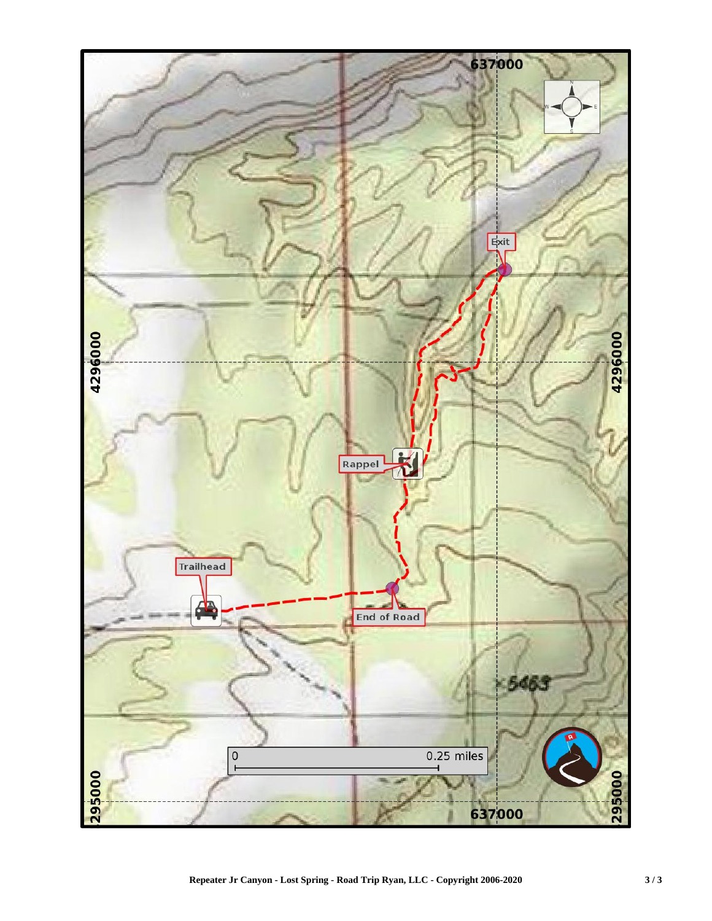637000

4296000

4296000

Exit

Rappel

Trailhead

End of Road

5463

0

0.25 miles

4295000

637000

4295000